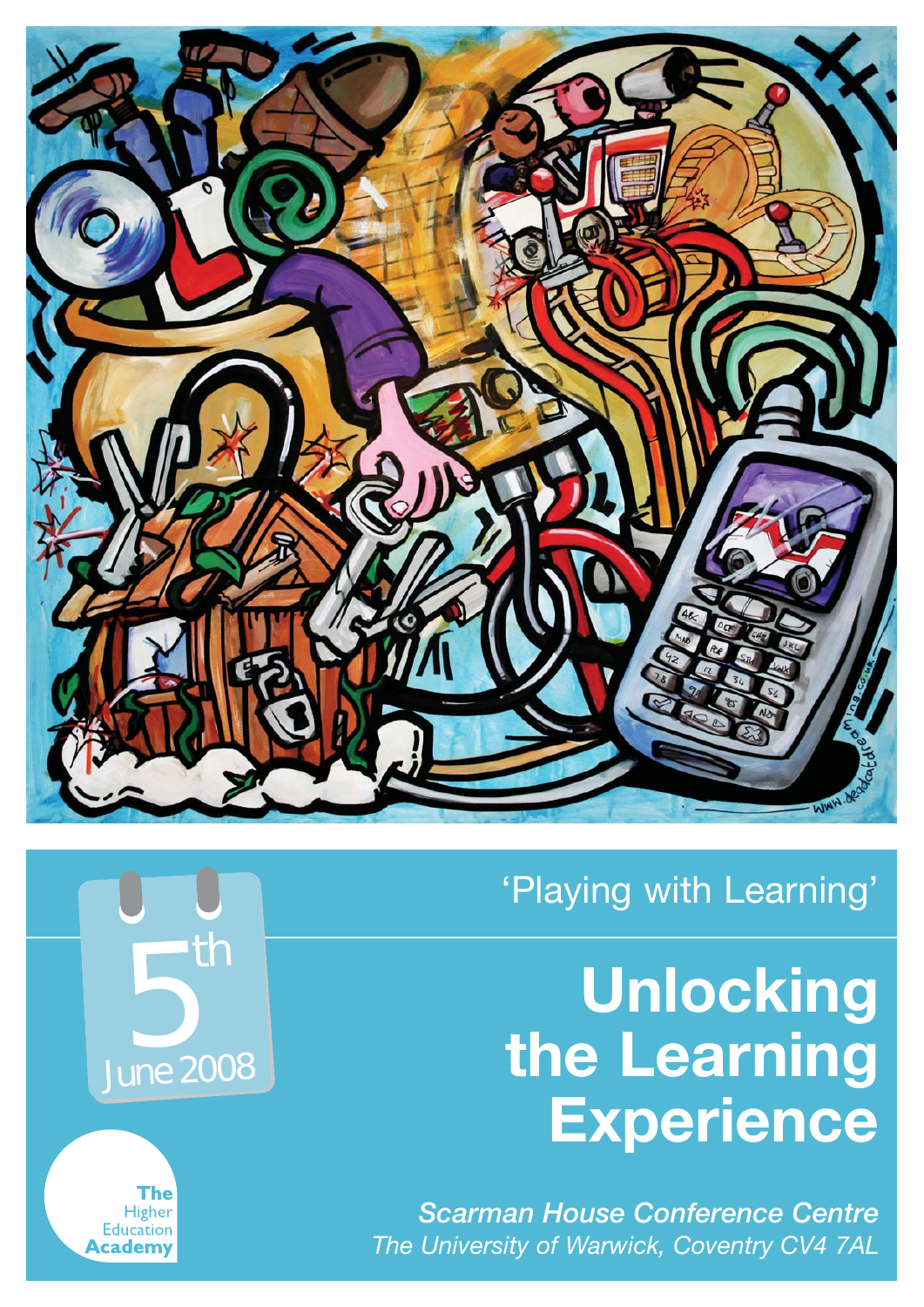'Playing with Learning'

# Unlocking the Learning Experience

5th June 2008

*Scarman House Conference Centre*
*The University of Warwick, Coventry CV4 7AL*

The Higher Education Academy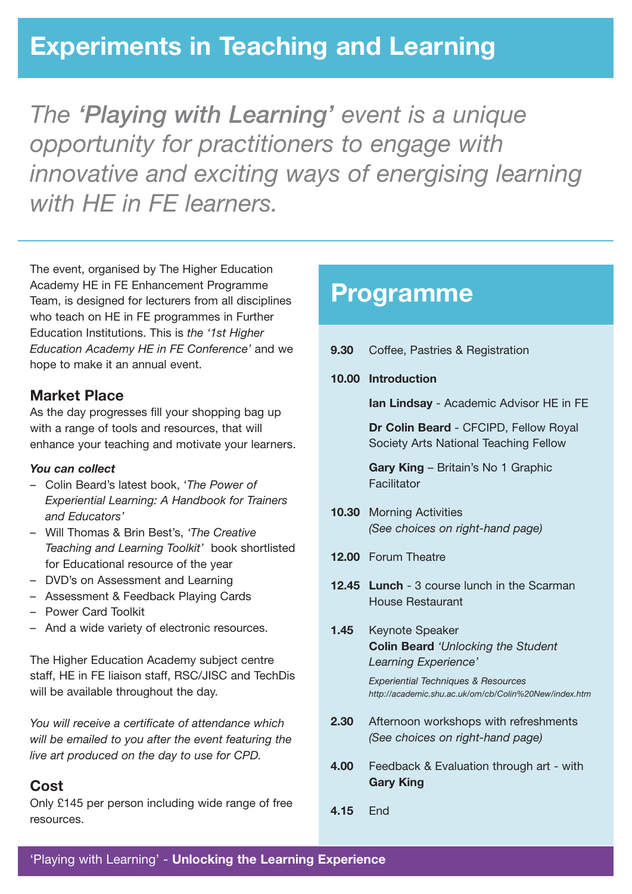# Experiments in Teaching and Learning

*The **'Playing with Learning'** event is a unique opportunity for practitioners to engage with innovative and exciting ways of energising learning with HE in FE learners.*

The event, organised by The Higher Education Academy HE in FE Enhancement Programme Team, is designed for lecturers from all disciplines who teach on HE in FE programmes in Further Education Institutions. This is *the '1st Higher Education Academy HE in FE Conference'* and we hope to make it an annual event.

### Market Place

As the day progresses fill your shopping bag up with a range of tools and resources, that will enhance your teaching and motivate your learners.

***You can collect***

- Colin Beard's latest book, '*The Power of Experiential Learning: A Handbook for Trainers and Educators'*
- Will Thomas & Brin Best's, *'The Creative Teaching and Learning Toolkit'* book shortlisted for Educational resource of the year
- DVD's on Assessment and Learning
- Assessment & Feedback Playing Cards
- Power Card Toolkit
- And a wide variety of electronic resources.

The Higher Education Academy subject centre staff, HE in FE liaison staff, RSC/JISC and TechDis will be available throughout the day.

*You will receive a certificate of attendance which will be emailed to you after the event featuring the live art produced on the day to use for CPD.*

### Cost

Only £145 per person including wide range of free resources.

## Programme

**9.30** Coffee, Pastries & Registration

**10.00** **Introduction**

**Ian Lindsay** - Academic Advisor HE in FE

**Dr Colin Beard** - CFCIPD, Fellow Royal Society Arts National Teaching Fellow

**Gary King** – Britain's No 1 Graphic Facilitator

**10.30** Morning Activities
*(See choices on right-hand page)*

**12.00** Forum Theatre

**12.45** **Lunch** - 3 course lunch in the Scarman House Restaurant

**1.45** Keynote Speaker
**Colin Beard** *'Unlocking the Student Learning Experience'*

*Experiential Techniques & Resources*
*http://academic.shu.ac.uk/om/cb/Colin%20New/index.htm*

**2.30** Afternoon workshops with refreshments
*(See choices on right-hand page)*

**4.00** Feedback & Evaluation through art - with **Gary King**

**4.15** End

'Playing with Learning' - **Unlocking the Learning Experience**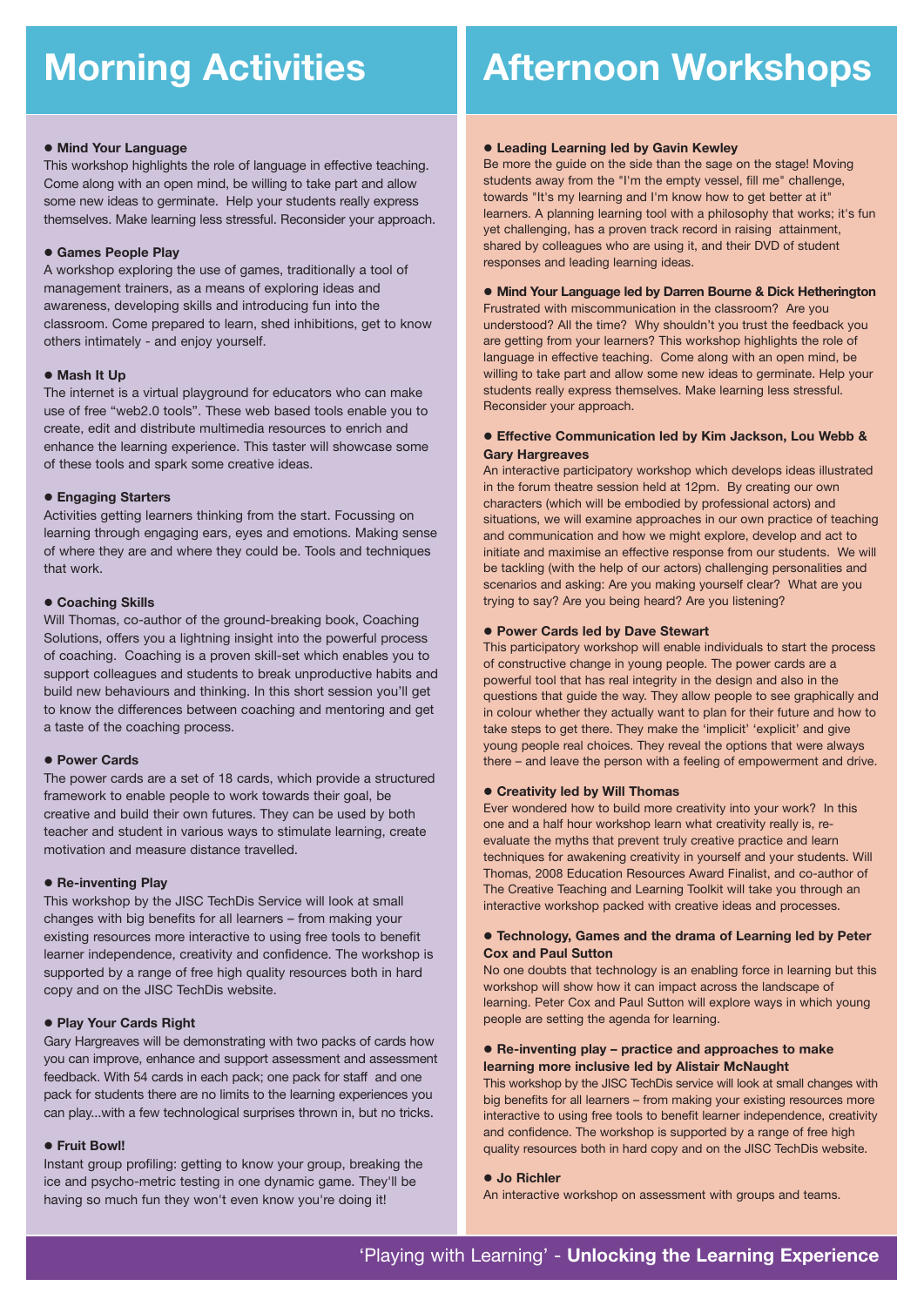# Morning Activities

- **Mind Your Language**

This workshop highlights the role of language in effective teaching. Come along with an open mind, be willing to take part and allow some new ideas to germinate. Help your students really express themselves. Make learning less stressful. Reconsider your approach.

- **Games People Play**

A workshop exploring the use of games, traditionally a tool of management trainers, as a means of exploring ideas and awareness, developing skills and introducing fun into the classroom. Come prepared to learn, shed inhibitions, get to know others intimately - and enjoy yourself.

- **Mash It Up**

The internet is a virtual playground for educators who can make use of free "web2.0 tools". These web based tools enable you to create, edit and distribute multimedia resources to enrich and enhance the learning experience. This taster will showcase some of these tools and spark some creative ideas.

- **Engaging Starters**

Activities getting learners thinking from the start. Focussing on learning through engaging ears, eyes and emotions. Making sense of where they are and where they could be. Tools and techniques that work.

- **Coaching Skills**

Will Thomas, co-author of the ground-breaking book, Coaching Solutions, offers you a lightning insight into the powerful process of coaching. Coaching is a proven skill-set which enables you to support colleagues and students to break unproductive habits and build new behaviours and thinking. In this short session you'll get to know the differences between coaching and mentoring and get a taste of the coaching process.

- **Power Cards**

The power cards are a set of 18 cards, which provide a structured framework to enable people to work towards their goal, be creative and build their own futures. They can be used by both teacher and student in various ways to stimulate learning, create motivation and measure distance travelled.

- **Re-inventing Play**

This workshop by the JISC TechDis Service will look at small changes with big benefits for all learners – from making your existing resources more interactive to using free tools to benefit learner independence, creativity and confidence. The workshop is supported by a range of free high quality resources both in hard copy and on the JISC TechDis website.

- **Play Your Cards Right**

Gary Hargreaves will be demonstrating with two packs of cards how you can improve, enhance and support assessment and assessment feedback. With 54 cards in each pack; one pack for staff and one pack for students there are no limits to the learning experiences you can play...with a few technological surprises thrown in, but no tricks.

- **Fruit Bowl!**

Instant group profiling: getting to know your group, breaking the ice and psycho-metric testing in one dynamic game. They'll be having so much fun they won't even know you're doing it!

# Afternoon Workshops

- **Leading Learning led by Gavin Kewley**

Be more the guide on the side than the sage on the stage! Moving students away from the "I'm the empty vessel, fill me" challenge, towards "It's my learning and I'm know how to get better at it" learners. A planning learning tool with a philosophy that works; it's fun yet challenging, has a proven track record in raising attainment, shared by colleagues who are using it, and their DVD of student responses and leading learning ideas.

- **Mind Your Language led by Darren Bourne & Dick Hetherington**

Frustrated with miscommunication in the classroom? Are you understood? All the time? Why shouldn't you trust the feedback you are getting from your learners? This workshop highlights the role of language in effective teaching. Come along with an open mind, be willing to take part and allow some new ideas to germinate. Help your students really express themselves. Make learning less stressful. Reconsider your approach.

- **Effective Communication led by Kim Jackson, Lou Webb & Gary Hargreaves**

An interactive participatory workshop which develops ideas illustrated in the forum theatre session held at 12pm. By creating our own characters (which will be embodied by professional actors) and situations, we will examine approaches in our own practice of teaching and communication and how we might explore, develop and act to initiate and maximise an effective response from our students. We will be tackling (with the help of our actors) challenging personalities and scenarios and asking: Are you making yourself clear? What are you trying to say? Are you being heard? Are you listening?

- **Power Cards led by Dave Stewart**

This participatory workshop will enable individuals to start the process of constructive change in young people. The power cards are a powerful tool that has real integrity in the design and also in the questions that guide the way. They allow people to see graphically and in colour whether they actually want to plan for their future and how to take steps to get there. They make the 'implicit' 'explicit' and give young people real choices. They reveal the options that were always there – and leave the person with a feeling of empowerment and drive.

- **Creativity led by Will Thomas**

Ever wondered how to build more creativity into your work? In this one and a half hour workshop learn what creativity really is, re-evaluate the myths that prevent truly creative practice and learn techniques for awakening creativity in yourself and your students. Will Thomas, 2008 Education Resources Award Finalist, and co-author of The Creative Teaching and Learning Toolkit will take you through an interactive workshop packed with creative ideas and processes.

- **Technology, Games and the drama of Learning led by Peter Cox and Paul Sutton**

No one doubts that technology is an enabling force in learning but this workshop will show how it can impact across the landscape of learning. Peter Cox and Paul Sutton will explore ways in which young people are setting the agenda for learning.

- **Re-inventing play – practice and approaches to make learning more inclusive led by Alistair McNaught**

This workshop by the JISC TechDis service will look at small changes with big benefits for all learners – from making your existing resources more interactive to using free tools to benefit learner independence, creativity and confidence. The workshop is supported by a range of free high quality resources both in hard copy and on the JISC TechDis website.

- **Jo Richler**

An interactive workshop on assessment with groups and teams.

'Playing with Learning' - **Unlocking the Learning Experience**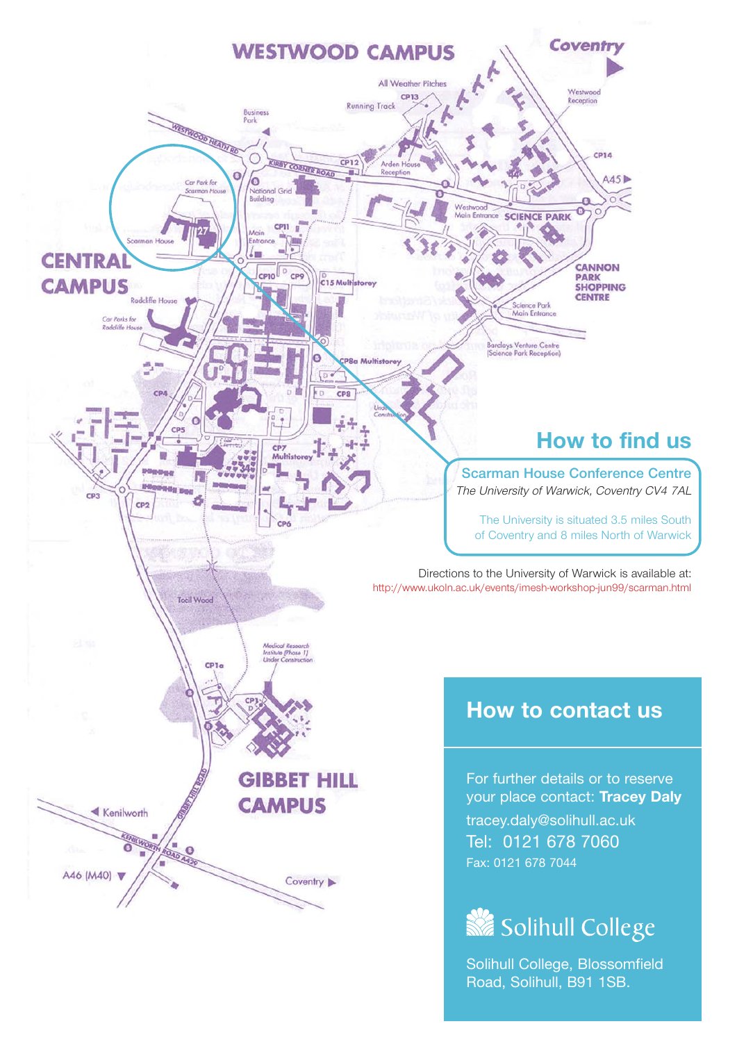## How to find us

**Scarman House Conference Centre**

*The University of Warwick, Coventry CV4 7AL*

The University is situated 3.5 miles South of Coventry and 8 miles North of Warwick

Directions to the University of Warwick is available at:
http://www.ukoln.ac.uk/events/imesh-workshop-jun99/scarman.html

## How to contact us

For further details or to reserve your place contact: **Tracey Daly**

tracey.daly@solihull.ac.uk

Tel: 0121 678 7060

Fax: 0121 678 7044

Solihull College

Solihull College, Blossomfield Road, Solihull, B91 1SB.